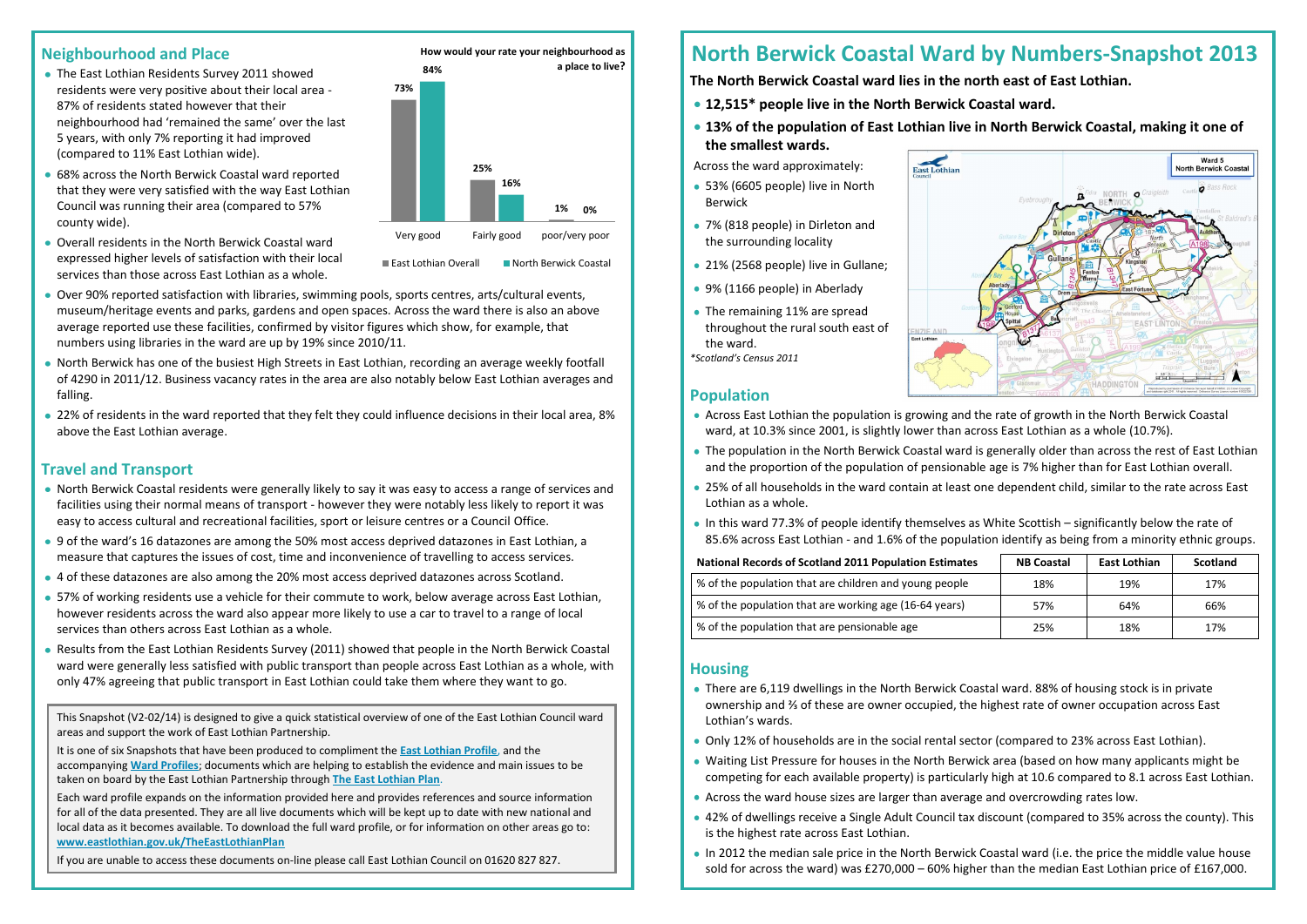## Neighbourhood and Place

- The East Lothian Residents Survey 2011 showed residents were very positive about their local area - 87% of residents stated however that their neighbourhood had 'remained the same' over the last 5 years, with only 7% reporting it had improved (compared to 11% East Lothian wide).
- 68% across the North Berwick Coastal ward reported that they were very satisfied with the way East Lothian Council was running their area (compared to 57% county wide).
- Overall residents in the North Berwick Coastal ward expressed higher levels of satisfaction with their local services than those across East Lothian as a whole.

**How would your rate your neighbourhood as a place to live?**

| | East Lothian Overall | North Berwick Coastal |
|---|---|---|
| Very good | 73% | 84% |
| Fairly good | 25% | 16% |
| poor/very poor | 1% | 0% |

- Over 90% reported satisfaction with libraries, swimming pools, sports centres, arts/cultural events, museum/heritage events and parks, gardens and open spaces. Across the ward there is also an above average reported use these facilities, confirmed by visitor figures which show, for example, that numbers using libraries in the ward are up by 19% since 2010/11.
- North Berwick has one of the busiest High Streets in East Lothian, recording an average weekly footfall of 4290 in 2011/12. Business vacancy rates in the area are also notably below East Lothian averages and falling.
- 22% of residents in the ward reported that they felt they could influence decisions in their local area, 8% above the East Lothian average.

## Travel and Transport

- North Berwick Coastal residents were generally likely to say it was easy to access a range of services and facilities using their normal means of transport - however they were notably less likely to report it was easy to access cultural and recreational facilities, sport or leisure centres or a Council Office.
- 9 of the ward's 16 datazones are among the 50% most access deprived datazones in East Lothian, a measure that captures the issues of cost, time and inconvenience of travelling to access services.
- 4 of these datazones are also among the 20% most access deprived datazones across Scotland.
- 57% of working residents use a vehicle for their commute to work, below average across East Lothian, however residents across the ward also appear more likely to use a car to travel to a range of local services than others across East Lothian as a whole.
- Results from the East Lothian Residents Survey (2011) showed that people in the North Berwick Coastal ward were generally less satisfied with public transport than people across East Lothian as a whole, with only 47% agreeing that public transport in East Lothian could take them where they want to go.

This Snapshot (V2-02/14) is designed to give a quick statistical overview of one of the East Lothian Council ward areas and support the work of East Lothian Partnership.

It is one of six Snapshots that have been produced to compliment the **East Lothian Profile**, and the accompanying **Ward Profiles**; documents which are helping to establish the evidence and main issues to be taken on board by the East Lothian Partnership through **The East Lothian Plan**.

Each ward profile expands on the information provided here and provides references and source information for all of the data presented. They are all live documents which will be kept up to date with new national and local data as it becomes available. To download the full ward profile, or for information on other areas go to: **www.eastlothian.gov.uk/TheEastLothianPlan**

If you are unable to access these documents on-line please call East Lothian Council on 01620 827 827.

# North Berwick Coastal Ward by Numbers-Snapshot 2013

**The North Berwick Coastal ward lies in the north east of East Lothian.**

- **12,515\* people live in the North Berwick Coastal ward.**
- **13% of the population of East Lothian live in North Berwick Coastal, making it one of the smallest wards.**

Across the ward approximately:

- 53% (6605 people) live in North Berwick
- 7% (818 people) in Dirleton and the surrounding locality
- 21% (2568 people) live in Gullane;
- 9% (1166 people) in Aberlady
- The remaining 11% are spread throughout the rural south east of the ward.

*Scotland's Census 2011*

## Population

- Across East Lothian the population is growing and the rate of growth in the North Berwick Coastal ward, at 10.3% since 2001, is slightly lower than across East Lothian as a whole (10.7%).
- The population in the North Berwick Coastal ward is generally older than across the rest of East Lothian and the proportion of the population of pensionable age is 7% higher than for East Lothian overall.
- 25% of all households in the ward contain at least one dependent child, similar to the rate across East Lothian as a whole.
- In this ward 77.3% of people identify themselves as White Scottish – significantly below the rate of 85.6% across East Lothian - and 1.6% of the population identify as being from a minority ethnic groups.

| National Records of Scotland 2011 Population Estimates | NB Coastal | East Lothian | Scotland |
|---|---|---|---|
| % of the population that are children and young people | 18% | 19% | 17% |
| % of the population that are working age (16-64 years) | 57% | 64% | 66% |
| % of the population that are pensionable age | 25% | 18% | 17% |

## Housing

- There are 6,119 dwellings in the North Berwick Coastal ward. 88% of housing stock is in private ownership and ⅔ of these are owner occupied, the highest rate of owner occupation across East Lothian's wards.
- Only 12% of households are in the social rental sector (compared to 23% across East Lothian).
- Waiting List Pressure for houses in the North Berwick area (based on how many applicants might be competing for each available property) is particularly high at 10.6 compared to 8.1 across East Lothian.
- Across the ward house sizes are larger than average and overcrowding rates low.
- 42% of dwellings receive a Single Adult Council tax discount (compared to 35% across the county). This is the highest rate across East Lothian.
- In 2012 the median sale price in the North Berwick Coastal ward (i.e. the price the middle value house sold for across the ward) was £270,000 – 60% higher than the median East Lothian price of £167,000.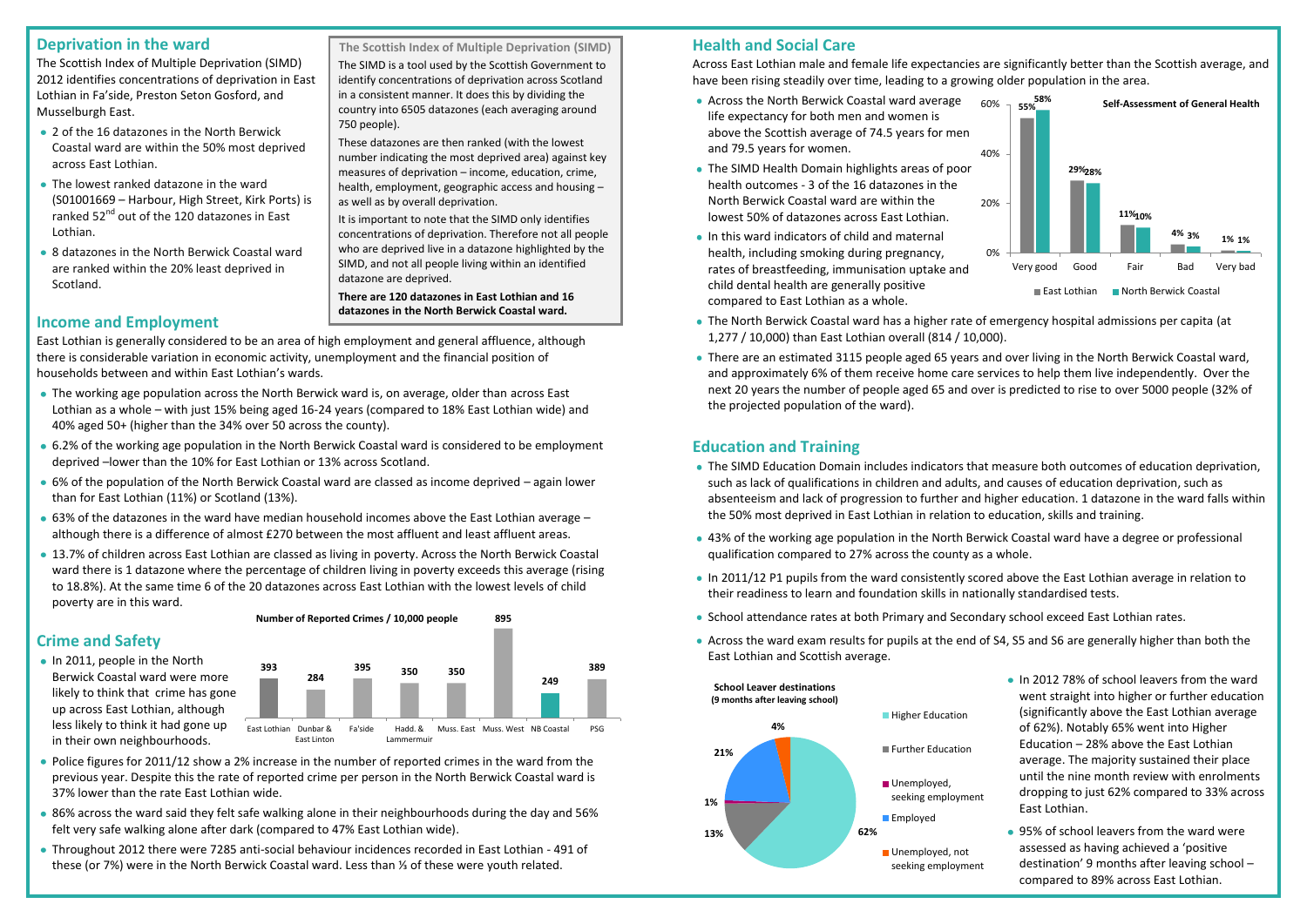## Deprivation in the ward

The Scottish Index of Multiple Deprivation (SIMD) 2012 identifies concentrations of deprivation in East Lothian in Fa'side, Preston Seton Gosford, and Musselburgh East.

- 2 of the 16 datazones in the North Berwick Coastal ward are within the 50% most deprived across East Lothian.
- The lowest ranked datazone in the ward (S01001669 – Harbour, High Street, Kirk Ports) is ranked 52nd out of the 120 datazones in East Lothian.
- 8 datazones in the North Berwick Coastal ward are ranked within the 20% least deprived in Scotland.

**The Scottish Index of Multiple Deprivation (SIMD)**

The SIMD is a tool used by the Scottish Government to identify concentrations of deprivation across Scotland in a consistent manner. It does this by dividing the country into 6505 datazones (each averaging around 750 people).

These datazones are then ranked (with the lowest number indicating the most deprived area) against key measures of deprivation – income, education, crime, health, employment, geographic access and housing – as well as by overall deprivation.

It is important to note that the SIMD only identifies concentrations of deprivation. Therefore not all people who are deprived live in a datazone highlighted by the SIMD, and not all people living within an identified datazone are deprived.

**There are 120 datazones in East Lothian and 16 datazones in the North Berwick Coastal ward.**

## Income and Employment

East Lothian is generally considered to be an area of high employment and general affluence, although there is considerable variation in economic activity, unemployment and the financial position of households between and within East Lothian's wards.

- The working age population across the North Berwick ward is, on average, older than across East Lothian as a whole – with just 15% being aged 16-24 years (compared to 18% East Lothian wide) and 40% aged 50+ (higher than the 34% over 50 across the county).
- 6.2% of the working age population in the North Berwick Coastal ward is considered to be employment deprived –lower than the 10% for East Lothian or 13% across Scotland.
- 6% of the population of the North Berwick Coastal ward are classed as income deprived – again lower than for East Lothian (11%) or Scotland (13%).
- 63% of the datazones in the ward have median household incomes above the East Lothian average – although there is a difference of almost £270 between the most affluent and least affluent areas.
- 13.7% of children across East Lothian are classed as living in poverty. Across the North Berwick Coastal ward there is 1 datazone where the percentage of children living in poverty exceeds this average (rising to 18.8%). At the same time 6 of the 20 datazones across East Lothian with the lowest levels of child poverty are in this ward.

## Crime and Safety

Number of Reported Crimes / 10,000 people

393, 284, 395, 350, 350, 895, 249, 389

East Lothian, Dunbar & East Linton, Fa'side, Hadd. & Lammermuir, Muss. East, Muss. West, NB Coastal, PSG

- In 2011, people in the North Berwick Coastal ward were more likely to think that crime has gone up across East Lothian, although less likely to think it had gone up in their own neighbourhoods.
- Police figures for 2011/12 show a 2% increase in the number of reported crimes in the ward from the previous year. Despite this the rate of reported crime per person in the North Berwick Coastal ward is 37% lower than the rate East Lothian wide.
- 86% across the ward said they felt safe walking alone in their neighbourhoods during the day and 56% felt very safe walking alone after dark (compared to 47% East Lothian wide).
- Throughout 2012 there were 7285 anti-social behaviour incidences recorded in East Lothian - 491 of these (or 7%) were in the North Berwick Coastal ward. Less than ⅓ of these were youth related.

## Health and Social Care

Across East Lothian male and female life expectancies are significantly better than the Scottish average, and have been rising steadily over time, leading to a growing older population in the area.

- Across the North Berwick Coastal ward average life expectancy for both men and women is above the Scottish average of 74.5 years for men and 79.5 years for women.
- The SIMD Health Domain highlights areas of poor health outcomes - 3 of the 16 datazones in the North Berwick Coastal ward are within the lowest 50% of datazones across East Lothian.
- In this ward indicators of child and maternal health, including smoking during pregnancy, rates of breastfeeding, immunisation uptake and child dental health are generally positive compared to East Lothian as a whole.

Self-Assessment of General Health

60%, 40%, 20%, 0%

Very good: 55% 58%
Good: 29% 28%
Fair: 11% 10%
Bad: 4% 3%
Very bad: 1% 1%

East Lothian, North Berwick Coastal

- The North Berwick Coastal ward has a higher rate of emergency hospital admissions per capita (at 1,277 / 10,000) than East Lothian overall (814 / 10,000).
- There are an estimated 3115 people aged 65 years and over living in the North Berwick Coastal ward, and approximately 6% of them receive home care services to help them live independently. Over the next 20 years the number of people aged 65 and over is predicted to rise to over 5000 people (32% of the projected population of the ward).

## Education and Training

- The SIMD Education Domain includes indicators that measure both outcomes of education deprivation, such as lack of qualifications in children and adults, and causes of education deprivation, such as absenteeism and lack of progression to further and higher education. 1 datazone in the ward falls within the 50% most deprived in East Lothian in relation to education, skills and training.
- 43% of the working age population in the North Berwick Coastal ward have a degree or professional qualification compared to 27% across the county as a whole.
- In 2011/12 P1 pupils from the ward consistently scored above the East Lothian average in relation to their readiness to learn and foundation skills in nationally standardised tests.
- School attendance rates at both Primary and Secondary school exceed East Lothian rates.
- Across the ward exam results for pupils at the end of S4, S5 and S6 are generally higher than both the East Lothian and Scottish average.

School Leaver destinations (9 months after leaving school)

4%, 21%, 1%, 13%, 62%

Higher Education, Further Education, Unemployed, seeking employment, Employed, Unemployed, not seeking employment

- In 2012 78% of school leavers from the ward went straight into higher or further education (significantly above the East Lothian average of 62%). Notably 65% went into Higher Education – 28% above the East Lothian average. The majority sustained their place until the nine month review with enrolments dropping to just 62% compared to 33% across East Lothian.
- 95% of school leavers from the ward were assessed as having achieved a 'positive destination' 9 months after leaving school – compared to 89% across East Lothian.